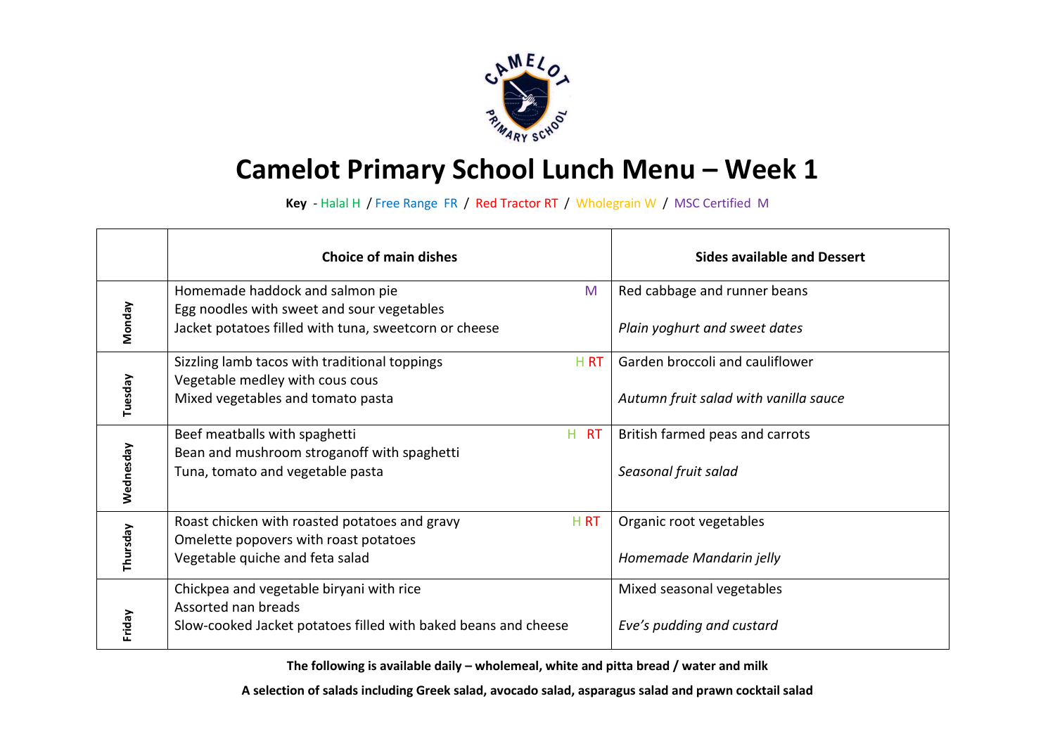# Camelot Primary School Lunch Menu – Week 1

**Key** - Halal H / Free Range FR / Red Tractor RT / Wholegrain W / MSC Certified M

| | Choice of main dishes | | Sides available and Dessert |
|---|---|---|---|
| **Monday** | Homemade haddock and salmon pie<br>Egg noodles with sweet and sour vegetables<br>Jacket potatoes filled with tuna, sweetcorn or cheese | M | Red cabbage and runner beans<br><br>*Plain yoghurt and sweet dates* |
| **Tuesday** | Sizzling lamb tacos with traditional toppings<br>Vegetable medley with cous cous<br>Mixed vegetables and tomato pasta | H RT | Garden broccoli and cauliflower<br><br>*Autumn fruit salad with vanilla sauce* |
| **Wednesday** | Beef meatballs with spaghetti<br>Bean and mushroom stroganoff with spaghetti<br>Tuna, tomato and vegetable pasta | H RT | British farmed peas and carrots<br><br>*Seasonal fruit salad* |
| **Thursday** | Roast chicken with roasted potatoes and gravy<br>Omelette popovers with roast potatoes<br>Vegetable quiche and feta salad | H RT | Organic root vegetables<br><br>*Homemade Mandarin jelly* |
| **Friday** | Chickpea and vegetable biryani with rice<br>Assorted nan breads<br>Slow-cooked Jacket potatoes filled with baked beans and cheese | | Mixed seasonal vegetables<br><br>*Eve's pudding and custard* |

**The following is available daily – wholemeal, white and pitta bread / water and milk**

**A selection of salads including Greek salad, avocado salad, asparagus salad and prawn cocktail salad**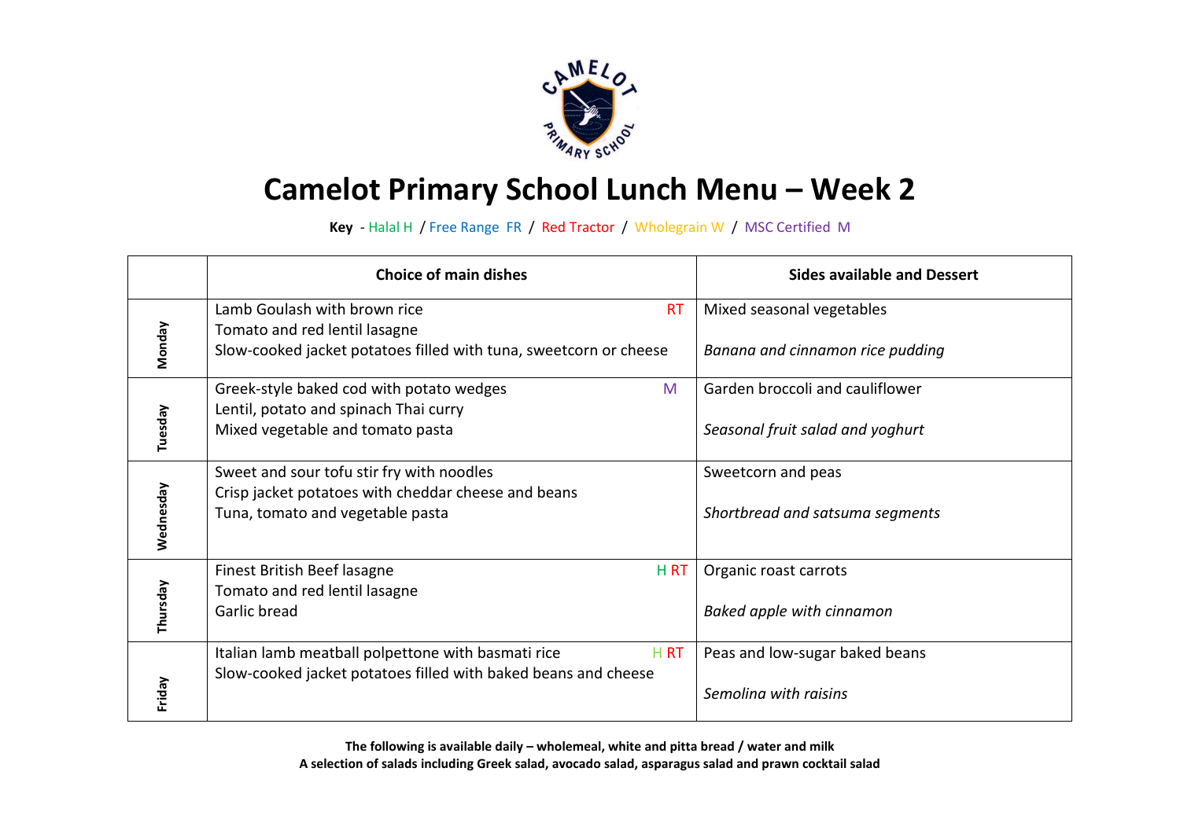# Camelot Primary School Lunch Menu – Week 2

**Key** - Halal H / Free Range FR / Red Tractor / Wholegrain W / MSC Certified M

| | Choice of main dishes | Sides available and Dessert |
|---|---|---|
| Monday | Lamb Goulash with brown rice RT<br>Tomato and red lentil lasagne<br>Slow-cooked jacket potatoes filled with tuna, sweetcorn or cheese | Mixed seasonal vegetables<br><br>*Banana and cinnamon rice pudding* |
| Tuesday | Greek-style baked cod with potato wedges M<br>Lentil, potato and spinach Thai curry<br>Mixed vegetable and tomato pasta | Garden broccoli and cauliflower<br><br>*Seasonal fruit salad and yoghurt* |
| Wednesday | Sweet and sour tofu stir fry with noodles<br>Crisp jacket potatoes with cheddar cheese and beans<br>Tuna, tomato and vegetable pasta | Sweetcorn and peas<br><br>*Shortbread and satsuma segments* |
| Thursday | Finest British Beef lasagne H RT<br>Tomato and red lentil lasagne<br>Garlic bread | Organic roast carrots<br><br>*Baked apple with cinnamon* |
| Friday | Italian lamb meatball polpettone with basmati rice H RT<br>Slow-cooked jacket potatoes filled with baked beans and cheese | Peas and low-sugar baked beans<br><br>*Semolina with raisins* |

**The following is available daily – wholemeal, white and pitta bread / water and milk**
**A selection of salads including Greek salad, avocado salad, asparagus salad and prawn cocktail salad**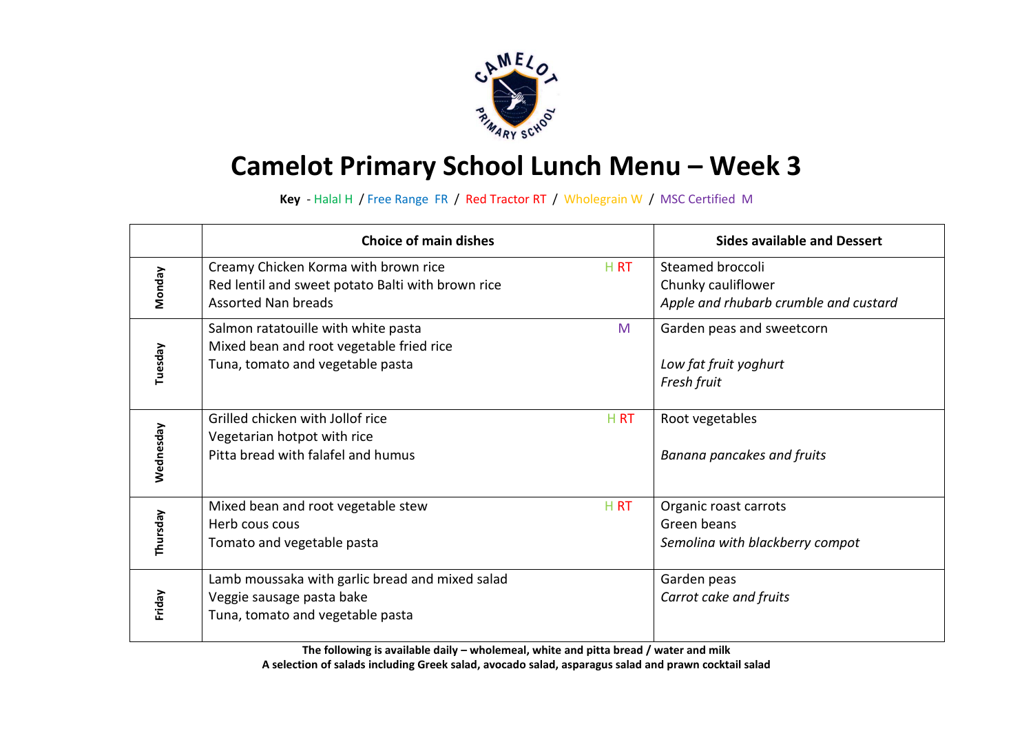# Camelot Primary School Lunch Menu – Week 3

**Key** - Halal H / Free Range FR / Red Tractor RT / Wholegrain W / MSC Certified M

| | Choice of main dishes | Sides available and Dessert |
|---|---|---|
| **Monday** | Creamy Chicken Korma with brown rice H RT<br>Red lentil and sweet potato Balti with brown rice<br>Assorted Nan breads | Steamed broccoli<br>Chunky cauliflower<br>*Apple and rhubarb crumble and custard* |
| **Tuesday** | Salmon ratatouille with white pasta M<br>Mixed bean and root vegetable fried rice<br>Tuna, tomato and vegetable pasta | Garden peas and sweetcorn<br><br>*Low fat fruit yoghurt*<br>*Fresh fruit* |
| **Wednesday** | Grilled chicken with Jollof rice H RT<br>Vegetarian hotpot with rice<br>Pitta bread with falafel and humus | Root vegetables<br><br>*Banana pancakes and fruits* |
| **Thursday** | Mixed bean and root vegetable stew H RT<br>Herb cous cous<br>Tomato and vegetable pasta | Organic roast carrots<br>Green beans<br>*Semolina with blackberry compot* |
| **Friday** | Lamb moussaka with garlic bread and mixed salad<br>Veggie sausage pasta bake<br>Tuna, tomato and vegetable pasta | Garden peas<br>*Carrot cake and fruits* |

**The following is available daily – wholemeal, white and pitta bread / water and milk**
**A selection of salads including Greek salad, avocado salad, asparagus salad and prawn cocktail salad**